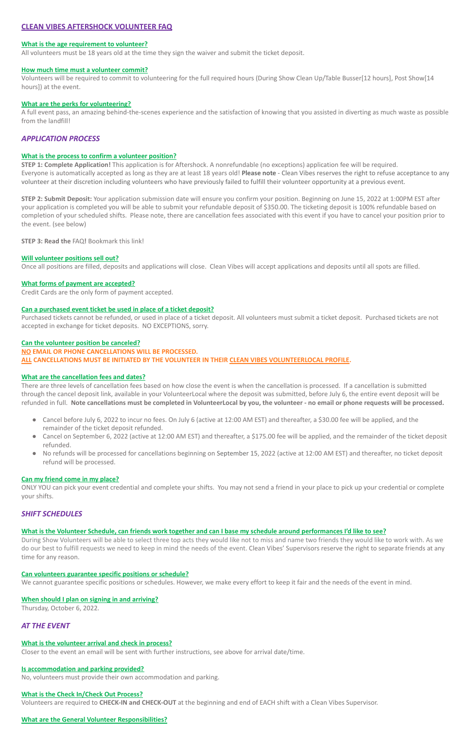# CLEAN VIBES AFTERSHOCK VOLUNTEER FAQ

### What is the age requirement to volunteer?

All volunteers must be 18 years old at the time they sign the waiver and submit the ticket deposit.

### How much time must a volunteer commit?

Volunteers will be required to commit to volunteering for the full required hours (During Show Clean Up/Table Busser[12 hours], Post Show[14 hours]) at the event.

### What are the perks for volunteering?

A full event pass, an amazing behind-the-scenes experience and the satisfaction of knowing that you assisted in diverting as much waste as possible from the landfill!

## *APPLICATION PROCESS*

### What is the process to confirm a volunteer position?

**STEP 1: Complete Application!** This application is for Aftershock. A nonrefundable (no exceptions) application fee will be required. Everyone is automatically accepted as long as they are at least 18 years old! **Please note** - Clean Vibes reserves the right to refuse acceptance to any volunteer at their discretion including volunteers who have previously failed to fulfill their volunteer opportunity at a previous event.

**STEP 2: Submit Deposit:** Your application submission date will ensure you confirm your position. Beginning on June 15, 2022 at 1:00PM EST after your application is completed you will be able to submit your refundable deposit of $350.00. The ticketing deposit is 100% refundable based on completion of your scheduled shifts. Please note, there are cancellation fees associated with this event if you have to cancel your position prior to the event. (see below)

**STEP 3: Read the** FAQ**!** Bookmark this link!

### Will volunteer positions sell out?

Once all positions are filled, deposits and applications will close. Clean Vibes will accept applications and deposits until all spots are filled.

### What forms of payment are accepted?

Credit Cards are the only form of payment accepted.

### Can a purchased event ticket be used in place of a ticket deposit?

Purchased tickets cannot be refunded, or used in place of a ticket deposit. All volunteers must submit a ticket deposit. Purchased tickets are not accepted in exchange for ticket deposits. NO EXCEPTIONS, sorry.

### Can the volunteer position be canceled?

**NO EMAIL OR PHONE CANCELLATIONS WILL BE PROCESSED.**
**ALL CANCELLATIONS MUST BE INITIATED BY THE VOLUNTEER IN THEIR CLEAN VIBES VOLUNTEERLOCAL PROFILE.**

### What are the cancellation fees and dates?

There are three levels of cancellation fees based on how close the event is when the cancellation is processed. If a cancellation is submitted through the cancel deposit link, available in your VolunteerLocal where the deposit was submitted, before July 6, the entire event deposit will be refunded in full. **Note cancellations must be completed in VolunteerLocal by you, the volunteer - no email or phone requests will be processed.**

- Cancel before July 6, 2022 to incur no fees. On July 6 (active at 12:00 AM EST) and thereafter, a $30.00 fee will be applied, and the remainder of the ticket deposit refunded.
- Cancel on September 6, 2022 (active at 12:00 AM EST) and thereafter, a $175.00 fee will be applied, and the remainder of the ticket deposit refunded.
- No refunds will be processed for cancellations beginning on September 15, 2022 (active at 12:00 AM EST) and thereafter, no ticket deposit refund will be processed.

### Can my friend come in my place?

ONLY YOU can pick your event credential and complete your shifts. You may not send a friend in your place to pick up your credential or complete your shifts.

## *SHIFT SCHEDULES*

### What is the Volunteer Schedule, can friends work together and can I base my schedule around performances I'd like to see?

During Show Volunteers will be able to select three top acts they would like not to miss and name two friends they would like to work with. As we do our best to fulfill requests we need to keep in mind the needs of the event. Clean Vibes' Supervisors reserve the right to separate friends at any time for any reason.

### Can volunteers guarantee specific positions or schedule?

We cannot guarantee specific positions or schedules. However, we make every effort to keep it fair and the needs of the event in mind.

### When should I plan on signing in and arriving?

Thursday, October 6, 2022.

## *AT THE EVENT*

### What is the volunteer arrival and check in process?

Closer to the event an email will be sent with further instructions, see above for arrival date/time.

### Is accommodation and parking provided?

No, volunteers must provide their own accommodation and parking.

### What is the Check In/Check Out Process?

Volunteers are required to **CHECK-IN and CHECK-OUT** at the beginning and end of EACH shift with a Clean Vibes Supervisor.

### What are the General Volunteer Responsibilities?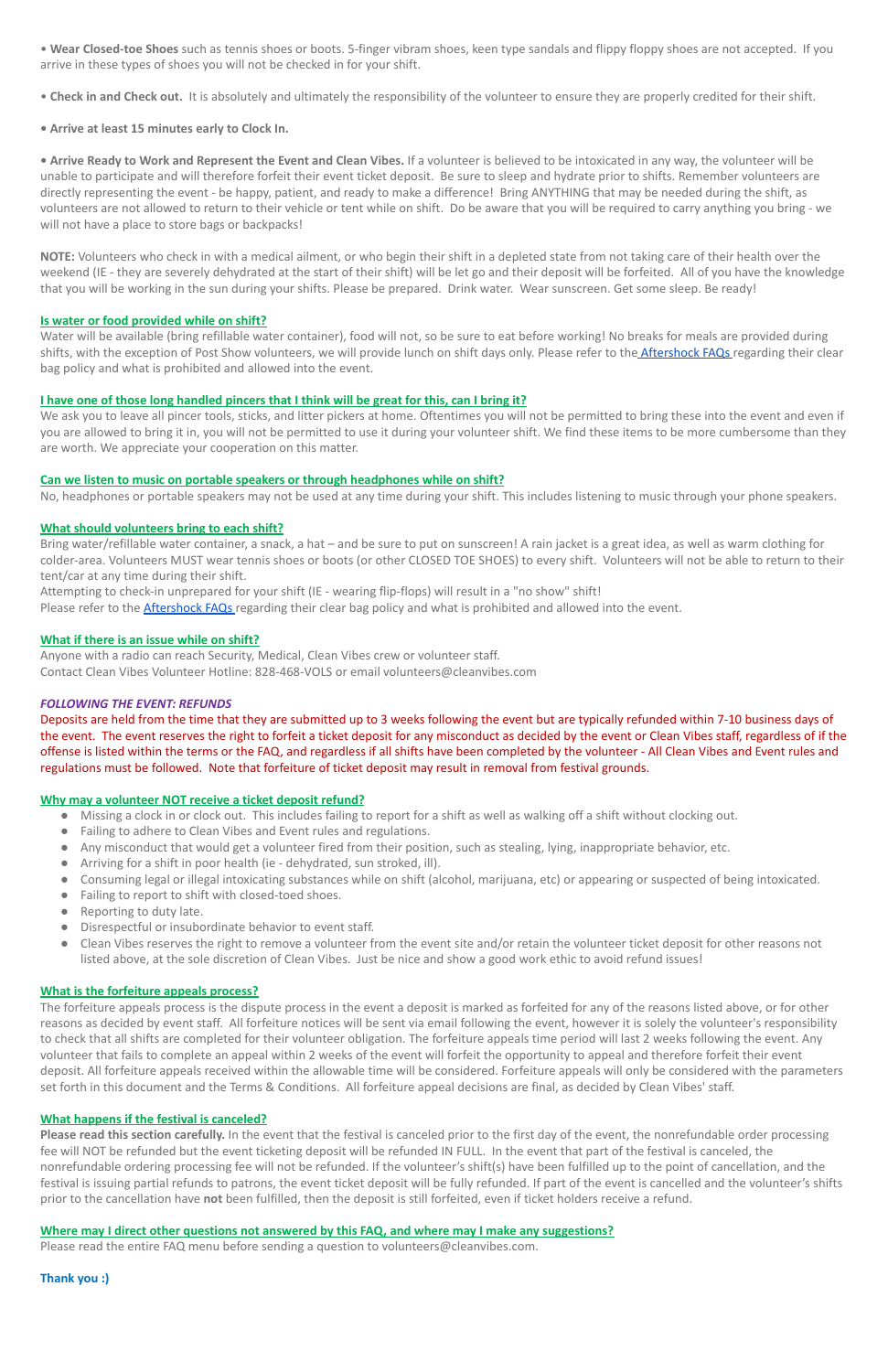• **Wear Closed-toe Shoes** such as tennis shoes or boots. 5-finger vibram shoes, keen type sandals and flippy floppy shoes are not accepted. If you arrive in these types of shoes you will not be checked in for your shift.

• **Check in and Check out.** It is absolutely and ultimately the responsibility of the volunteer to ensure they are properly credited for their shift.

• **Arrive at least 15 minutes early to Clock In.**

• **Arrive Ready to Work and Represent the Event and Clean Vibes.** If a volunteer is believed to be intoxicated in any way, the volunteer will be unable to participate and will therefore forfeit their event ticket deposit. Be sure to sleep and hydrate prior to shifts. Remember volunteers are directly representing the event - be happy, patient, and ready to make a difference! Bring ANYTHING that may be needed during the shift, as volunteers are not allowed to return to their vehicle or tent while on shift. Do be aware that you will be required to carry anything you bring - we will not have a place to store bags or backpacks!

**NOTE:** Volunteers who check in with a medical ailment, or who begin their shift in a depleted state from not taking care of their health over the weekend (IE - they are severely dehydrated at the start of their shift) will be let go and their deposit will be forfeited. All of you have the knowledge that you will be working in the sun during your shifts. Please be prepared. Drink water. Wear sunscreen. Get some sleep. Be ready!

**Is water or food provided while on shift?**

Water will be available (bring refillable water container), food will not, so be sure to eat before working! No breaks for meals are provided during shifts, with the exception of Post Show volunteers, we will provide lunch on shift days only. Please refer to the Aftershock FAQs regarding their clear bag policy and what is prohibited and allowed into the event.

**I have one of those long handled pincers that I think will be great for this, can I bring it?**

We ask you to leave all pincer tools, sticks, and litter pickers at home. Oftentimes you will not be permitted to bring these into the event and even if you are allowed to bring it in, you will not be permitted to use it during your volunteer shift. We find these items to be more cumbersome than they are worth. We appreciate your cooperation on this matter.

**Can we listen to music on portable speakers or through headphones while on shift?**

No, headphones or portable speakers may not be used at any time during your shift. This includes listening to music through your phone speakers.

**What should volunteers bring to each shift?**

Bring water/refillable water container, a snack, a hat – and be sure to put on sunscreen! A rain jacket is a great idea, as well as warm clothing for colder-area. Volunteers MUST wear tennis shoes or boots (or other CLOSED TOE SHOES) to every shift. Volunteers will not be able to return to their tent/car at any time during their shift.

Attempting to check-in unprepared for your shift (IE - wearing flip-flops) will result in a "no show" shift!

Please refer to the Aftershock FAQs regarding their clear bag policy and what is prohibited and allowed into the event.

**What if there is an issue while on shift?**

Anyone with a radio can reach Security, Medical, Clean Vibes crew or volunteer staff.

Contact Clean Vibes Volunteer Hotline: 828-468-VOLS or email volunteers@cleanvibes.com

***FOLLOWING THE EVENT: REFUNDS***

Deposits are held from the time that they are submitted up to 3 weeks following the event but are typically refunded within 7-10 business days of the event. The event reserves the right to forfeit a ticket deposit for any misconduct as decided by the event or Clean Vibes staff, regardless of if the offense is listed within the terms or the FAQ, and regardless if all shifts have been completed by the volunteer - All Clean Vibes and Event rules and regulations must be followed. Note that forfeiture of ticket deposit may result in removal from festival grounds.

**Why may a volunteer NOT receive a ticket deposit refund?**

- Missing a clock in or clock out. This includes failing to report for a shift as well as walking off a shift without clocking out.
- Failing to adhere to Clean Vibes and Event rules and regulations.
- Any misconduct that would get a volunteer fired from their position, such as stealing, lying, inappropriate behavior, etc.
- Arriving for a shift in poor health (ie - dehydrated, sun stroked, ill).
- Consuming legal or illegal intoxicating substances while on shift (alcohol, marijuana, etc) or appearing or suspected of being intoxicated.
- Failing to report to shift with closed-toed shoes.
- Reporting to duty late.
- Disrespectful or insubordinate behavior to event staff.
- Clean Vibes reserves the right to remove a volunteer from the event site and/or retain the volunteer ticket deposit for other reasons not listed above, at the sole discretion of Clean Vibes. Just be nice and show a good work ethic to avoid refund issues!

**What is the forfeiture appeals process?**

The forfeiture appeals process is the dispute process in the event a deposit is marked as forfeited for any of the reasons listed above, or for other reasons as decided by event staff. All forfeiture notices will be sent via email following the event, however it is solely the volunteer's responsibility to check that all shifts are completed for their volunteer obligation. The forfeiture appeals time period will last 2 weeks following the event. Any volunteer that fails to complete an appeal within 2 weeks of the event will forfeit the opportunity to appeal and therefore forfeit their event deposit. All forfeiture appeals received within the allowable time will be considered. Forfeiture appeals will only be considered with the parameters set forth in this document and the Terms & Conditions. All forfeiture appeal decisions are final, as decided by Clean Vibes' staff.

**What happens if the festival is canceled?**

**Please read this section carefully.** In the event that the festival is canceled prior to the first day of the event, the nonrefundable order processing fee will NOT be refunded but the event ticketing deposit will be refunded IN FULL. In the event that part of the festival is canceled, the nonrefundable ordering processing fee will not be refunded. If the volunteer's shift(s) have been fulfilled up to the point of cancellation, and the festival is issuing partial refunds to patrons, the event ticket deposit will be fully refunded. If part of the event is cancelled and the volunteer's shifts prior to the cancellation have **not** been fulfilled, then the deposit is still forfeited, even if ticket holders receive a refund.

**Where may I direct other questions not answered by this FAQ, and where may I make any suggestions?**

Please read the entire FAQ menu before sending a question to volunteers@cleanvibes.com.

**Thank you :)**